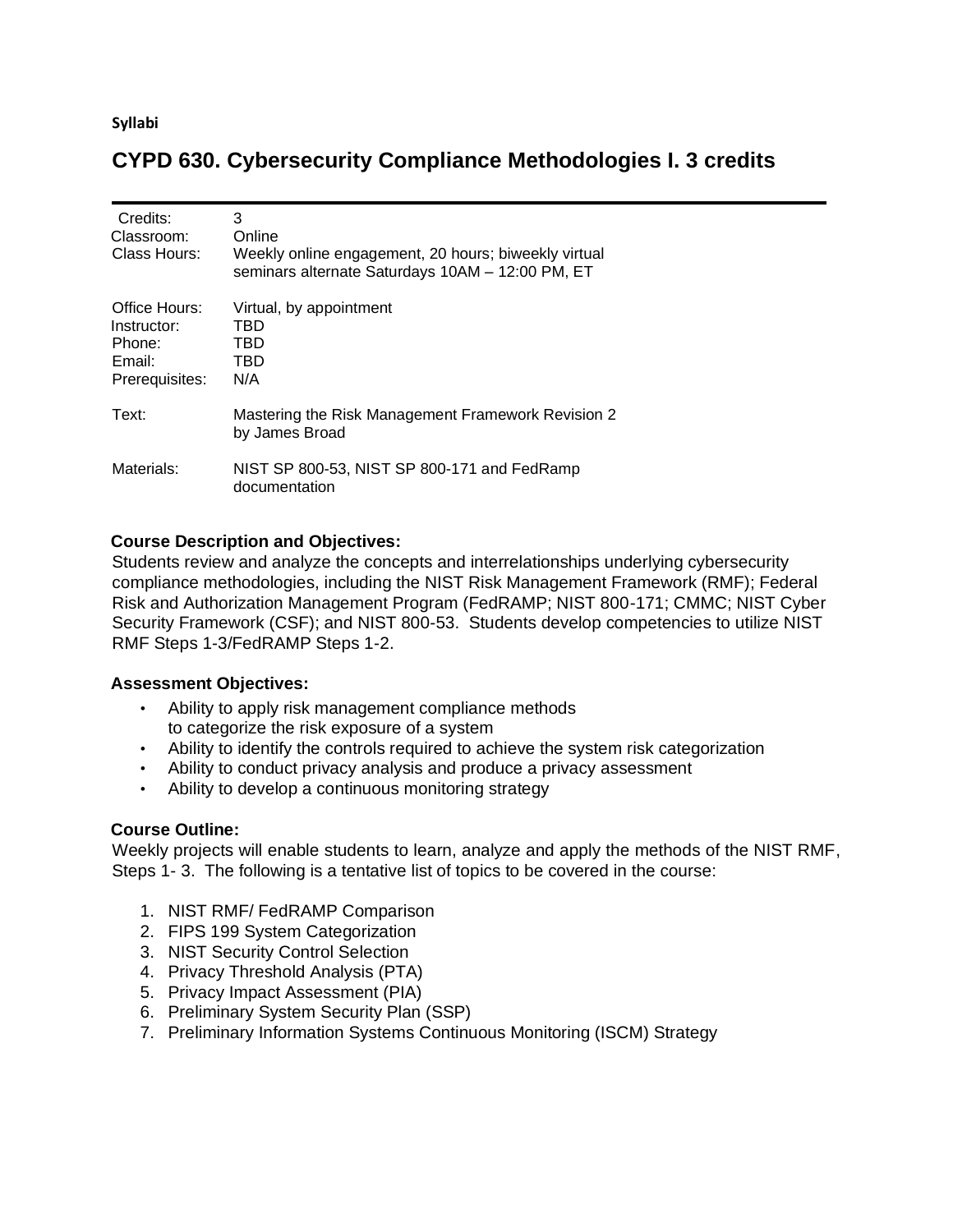**Syllabi**

# CYPD 630. Cybersecurity Compliance Methodologies I. 3 credits

| | |
|---|---|
| Credits: | 3 |
| Classroom: | Online |
| Class Hours: | Weekly online engagement, 20 hours; biweekly virtual seminars alternate Saturdays 10AM – 12:00 PM, ET |
| Office Hours: | Virtual, by appointment |
| Instructor: | TBD |
| Phone: | TBD |
| Email: | TBD |
| Prerequisites: | N/A |
| Text: | Mastering the Risk Management Framework Revision 2 by James Broad |
| Materials: | NIST SP 800-53, NIST SP 800-171 and FedRamp documentation |

### Course Description and Objectives:

Students review and analyze the concepts and interrelationships underlying cybersecurity compliance methodologies, including the NIST Risk Management Framework (RMF); Federal Risk and Authorization Management Program (FedRAMP; NIST 800-171; CMMC; NIST Cyber Security Framework (CSF); and NIST 800-53. Students develop competencies to utilize NIST RMF Steps 1-3/FedRAMP Steps 1-2.

### Assessment Objectives:

- Ability to apply risk management compliance methods to categorize the risk exposure of a system
- Ability to identify the controls required to achieve the system risk categorization
- Ability to conduct privacy analysis and produce a privacy assessment
- Ability to develop a continuous monitoring strategy

### Course Outline:

Weekly projects will enable students to learn, analyze and apply the methods of the NIST RMF, Steps 1- 3. The following is a tentative list of topics to be covered in the course:

1. NIST RMF/ FedRAMP Comparison
2. FIPS 199 System Categorization
3. NIST Security Control Selection
4. Privacy Threshold Analysis (PTA)
5. Privacy Impact Assessment (PIA)
6. Preliminary System Security Plan (SSP)
7. Preliminary Information Systems Continuous Monitoring (ISCM) Strategy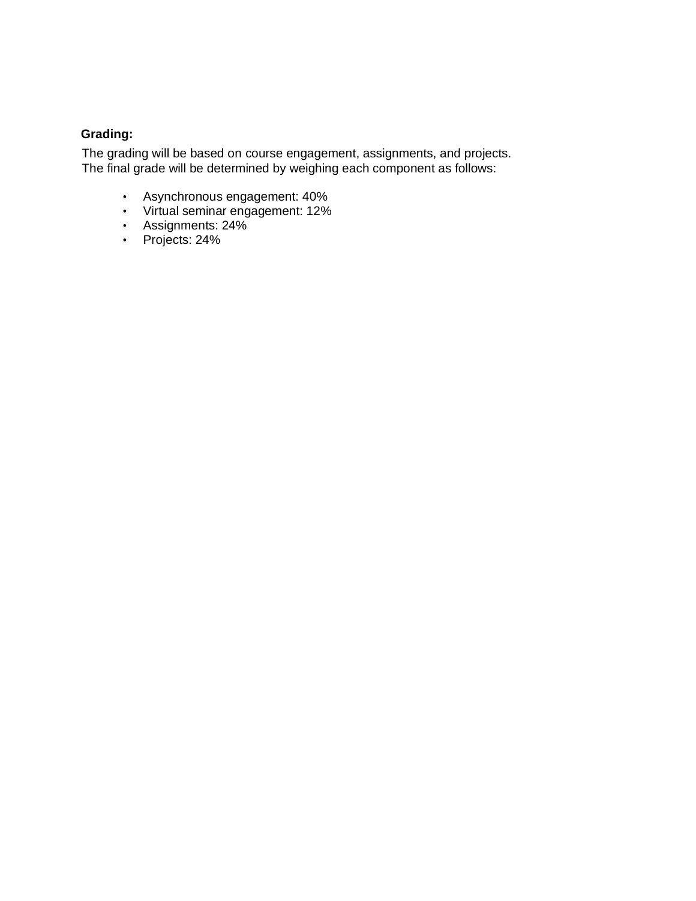**Grading:**

The grading will be based on course engagement, assignments, and projects. The final grade will be determined by weighing each component as follows:

- Asynchronous engagement: 40%
- Virtual seminar engagement: 12%
- Assignments: 24%
- Projects: 24%